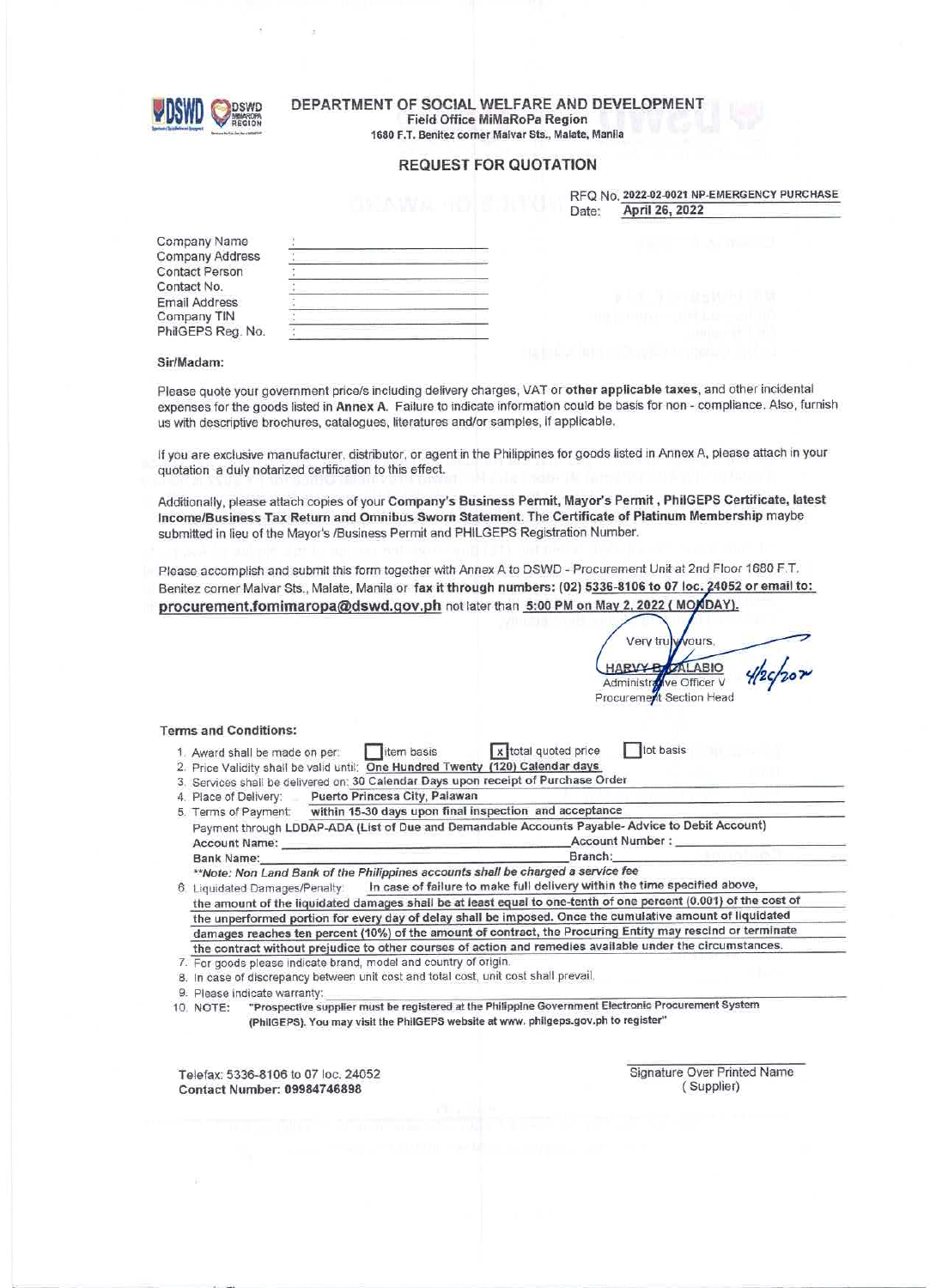**DEPARTMENT OF SOCIAL WELFARE AND DEVELOPMENT**
Field Office MiMaRoPa Region
1680 F.T. Benitez corner Malvar Sts., Malate, Manila

## REQUEST FOR QUOTATION

RFQ No. **2022-02-0021 NP-EMERGENCY PURCHASE**
Date: **April 26, 2022**

Company Name :
Company Address :
Contact Person :
Contact No. :
Email Address :
Company TIN :
PhilGEPS Reg. No. :

Sir/Madam:

Please quote your government price/s including delivery charges, VAT or **other applicable taxes**, and other incidental expenses for the goods listed in **Annex A**. Failure to indicate information could be basis for non - compliance. Also, furnish us with descriptive brochures, catalogues, literatures and/or samples, if applicable.

If you are exclusive manufacturer, distributor, or agent in the Philippines for goods listed in Annex A, please attach in your quotation a duly notarized certification to this effect.

Additionally, please attach copies of your **Company's Business Permit, Mayor's Permit , PhilGEPS Certificate, latest Income/Business Tax Return and Omnibus Sworn Statement. The Certificate of Platinum Membership** maybe submitted in lieu of the Mayor's /Business Permit and PHILGEPS Registration Number.

Please accomplish and submit this form together with Annex A to DSWD - Procurement Unit at 2nd Floor 1680 F.T. Benitez corner Malvar Sts., Malate, Manila or **fax it through numbers: (02) 5336-8106 to 07 loc. 24052 or email to: procurement.fomimaropa@dswd.gov.ph** not later than **5:00 PM on May 2, 2022 ( MONDAY).**

Very truly yours,

**HARVY B. DALABIO**
Administrative Officer V
Procurement Section Head
4/26/2022

**Terms and Conditions:**

1. Award shall be made on per: ☐ item basis ☒ total quoted price ☐ lot basis
2. Price Validity shall be valid until: One Hundred Twenty (120) Calendar days
3. Services shall be delivered on: 30 Calendar Days upon receipt of Purchase Order
4. Place of Delivery: Puerto Princesa City, Palawan
5. Terms of Payment: within 15-30 days upon final inspection and acceptance
   Payment through LDDAP-ADA (List of Due and Demandable Accounts Payable- Advice to Debit Account)
   **Account Name:** ________ **Account Number :** ________
   **Bank Name:** ________ **Branch:** ________
   ***\*\*Note: Non Land Bank of the Philippines accounts shall be charged a service fee***
6. Liquidated Damages/Penalty: In case of failure to make full delivery within the time specified above, the amount of the liquidated damages shall be at least equal to one-tenth of one percent (0.001) of the cost of the unperformed portion for every day of delay shall be imposed. Once the cumulative amount of liquidated damages reaches ten percent (10%) of the amount of contract, the Procuring Entity may rescind or terminate the contract without prejudice to other courses of action and remedies available under the circumstances.
7. For goods please indicate brand, model and country of origin.
8. In case of discrepancy between unit cost and total cost, unit cost shall prevail.
9. Please indicate warranty:
10. NOTE: **"Prospective supplier must be registered at the Philippine Government Electronic Procurement System (PhilGEPS). You may visit the PhilGEPS website at www. philgeps.gov.ph to register"**

Telefax: 5336-8106 to 07 loc. 24052
**Contact Number: 09984746898**

Signature Over Printed Name
( Supplier)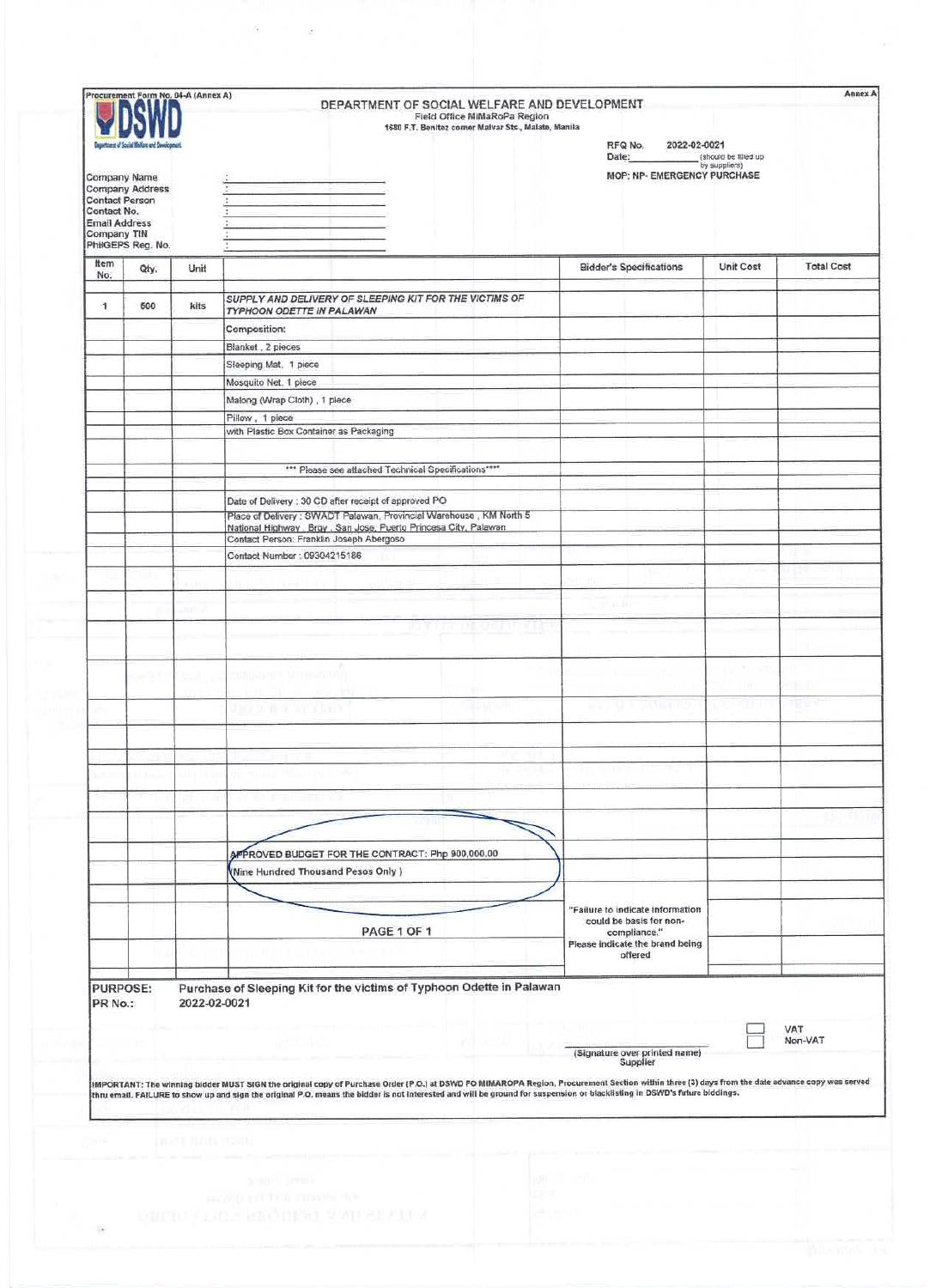Procurement Form No. 04-A (Annex A)

Annex A

# DEPARTMENT OF SOCIAL WELFARE AND DEVELOPMENT

Field Office MiMaRoPa Region

1680 F.T. Benitez corner Malvar Sts., Malate, Manila

RFQ No. 2022-02-0021

Date:\_\_\_\_\_\_\_\_\_\_\_\_ (should be filled up by suppliers)

MOP: NP- EMERGENCY PURCHASE

Company Name :

Company Address :

Contact Person :

Contact No. :

Email Address :

Company TIN :

PhilGEPS Reg. No. :

| Item No. | Qty. | Unit | | Bidder's Specifications | Unit Cost | Total Cost |
|---|---|---|---|---|---|---|
| 1 | 500 | kits | *SUPPLY AND DELIVERY OF SLEEPING KIT FOR THE VICTIMS OF TYPHOON ODETTE IN PALAWAN* | | | |
| | | | Composition: | | | |
| | | | Blanket , 2 pieces | | | |
| | | | Sleeping Mat, 1 piece | | | |
| | | | Mosquito Net, 1 piece | | | |
| | | | Malong (Wrap Cloth) , 1 piece | | | |
| | | | Pillow , 1 piece | | | |
| | | | with Plastic Box Container as Packaging | | | |
| | | | *** Please see attached Technical Specifications**** | | | |
| | | | Date of Delivery : 30 CD after receipt of approved PO | | | |
| | | | Place of Delivery : SWADT Palawan, Provincial Warehouse , KM North 5 National Highway , Brgy . San Jose, Puerto Princesa City, Palawan | | | |
| | | | Contact Person: Franklin Joseph Abergoso | | | |
| | | | Contact Number : 09304215186 | | | |
| | | | APPROVED BUDGET FOR THE CONTRACT: Php 900,000.00 | | | |
| | | | (Nine Hundred Thousand Pesos Only ) | | | |
| | | | PAGE 1 OF 1 | "Failure to indicate information could be basis for non-compliance." Please indicate the brand being offered | | |

PURPOSE: Purchase of Sleeping Kit for the victims of Typhoon Odette in Palawan

PR No.: 2022-02-0021

☐ VAT

☐ Non-VAT

\_\_\_\_\_\_\_\_\_\_\_\_\_\_\_\_\_\_\_\_\_\_\_\_
(Signature over printed name)
Supplier

IMPORTANT: The winning bidder MUST SIGN the original copy of Purchase Order (P.O.) at DSWD FO MIMAROPA Region, Procurement Section within three (3) days from the date advance copy was served thru email. FAILURE to show up and sign the original P.O. means the bidder is not interested and will be ground for suspension or blacklisting in DSWD's future biddings.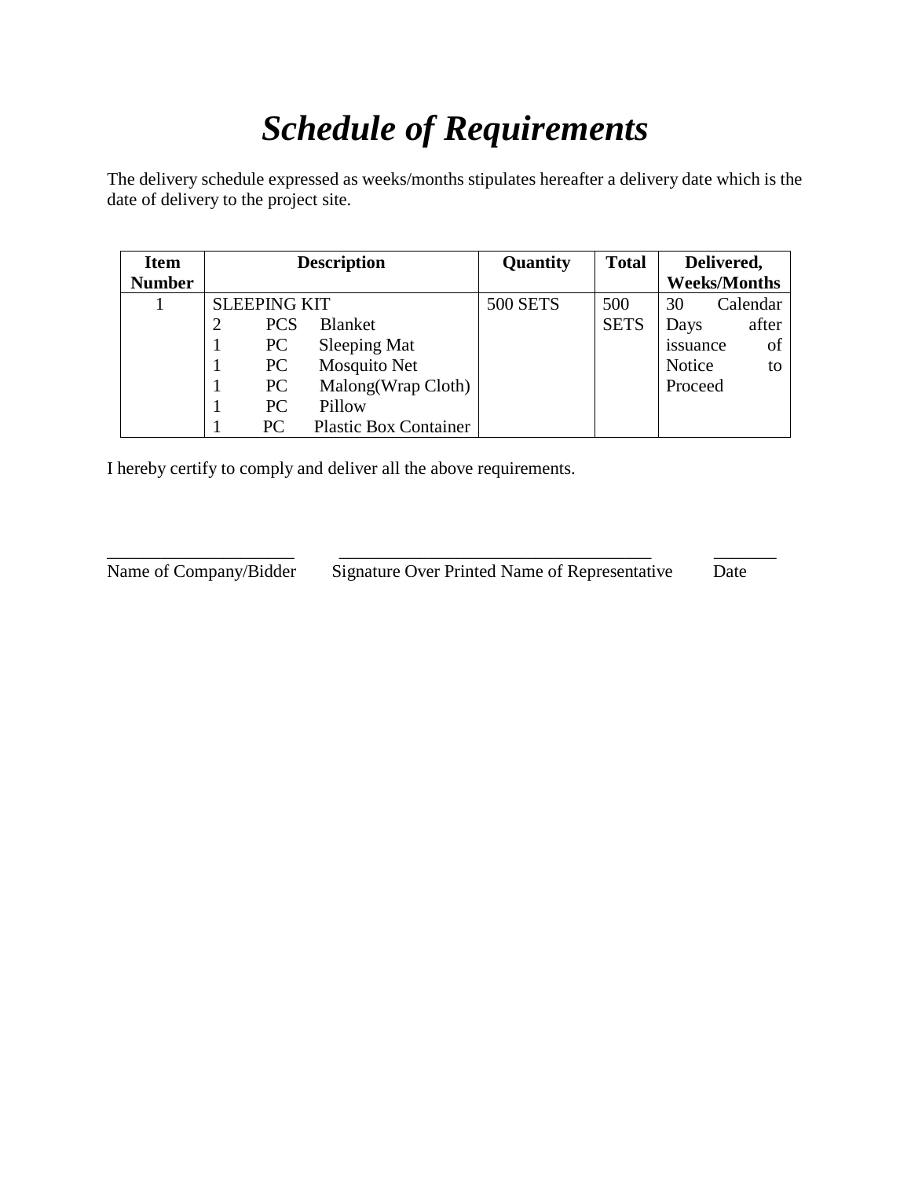# *Schedule of Requirements*

The delivery schedule expressed as weeks/months stipulates hereafter a delivery date which is the date of delivery to the project site.

| Item Number | Description | Quantity | Total | Delivered, Weeks/Months |
|---|---|---|---|---|
| 1 | SLEEPING KIT<br>2 PCS Blanket<br>1 PC Sleeping Mat<br>1 PC Mosquito Net<br>1 PC Malong(Wrap Cloth)<br>1 PC Pillow<br>1 PC Plastic Box Container | 500 SETS | 500 SETS | 30 Calendar Days after issuance of Notice to Proceed |

I hereby certify to comply and deliver all the above requirements.

_____________________ \_\_\_\_\_\_\_\_\_\_\_\_\_\_\_\_\_\_\_\_\_\_\_\_\_\_\_\_\_\_\_\_\_\_\_ _______

Name of Company/Bidder Signature Over Printed Name of Representative Date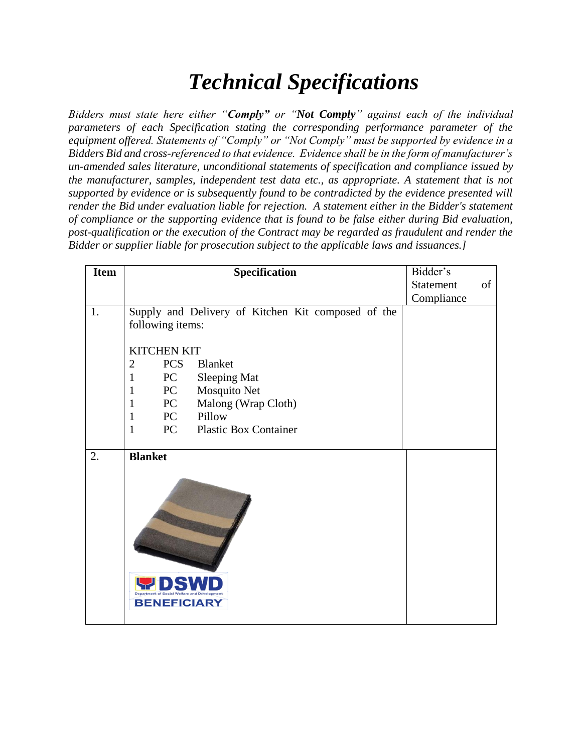# *Technical Specifications*

*Bidders must state here either "**Comply**" or "**Not Comply**" against each of the individual parameters of each Specification stating the corresponding performance parameter of the equipment offered. Statements of "Comply" or "Not Comply" must be supported by evidence in a Bidders Bid and cross-referenced to that evidence. Evidence shall be in the form of manufacturer's un-amended sales literature, unconditional statements of specification and compliance issued by the manufacturer, samples, independent test data etc., as appropriate. A statement that is not supported by evidence or is subsequently found to be contradicted by the evidence presented will render the Bid under evaluation liable for rejection. A statement either in the Bidder's statement of compliance or the supporting evidence that is found to be false either during Bid evaluation, post-qualification or the execution of the Contract may be regarded as fraudulent and render the Bidder or supplier liable for prosecution subject to the applicable laws and issuances.]*

| Item | Specification | Bidder's Statement of Compliance |
|---|---|---|
| 1. | Supply and Delivery of Kitchen Kit composed of the following items:<br><br>KITCHEN KIT<br>2 PCS Blanket<br>1 PC Sleeping Mat<br>1 PC Mosquito Net<br>1 PC Malong (Wrap Cloth)<br>1 PC Pillow<br>1 PC Plastic Box Container | |
| 2. | **Blanket** | |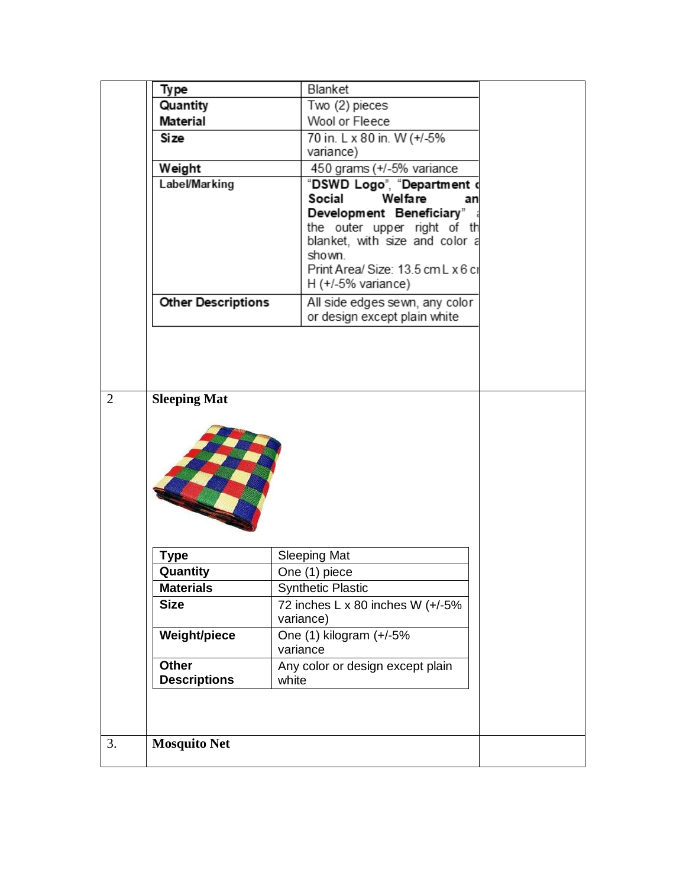| Type | Blanket |
|---|---|
| Quantity | Two (2) pieces |
| Material | Wool or Fleece |
| Size | 70 in. L x 80 in. W (+/-5% variance) |
| Weight | 450 grams (+/-5% variance |
| Label/Marking | "**DSWD Logo**", "**Department o Social Welfare an Development Beneficiary**" a the outer upper right of th blanket, with size and color a shown. Print Area/ Size: 13.5 cm L x 6 cı H (+/-5% variance) |
| Other Descriptions | All side edges sewn, any color or design except plain white |

2 **Sleeping Mat**

| Type | Sleeping Mat |
|---|---|
| Quantity | One (1) piece |
| Materials | Synthetic Plastic |
| Size | 72 inches L x 80 inches W (+/-5% variance) |
| Weight/piece | One (1) kilogram (+/-5% variance |
| Other Descriptions | Any color or design except plain white |

3. **Mosquito Net**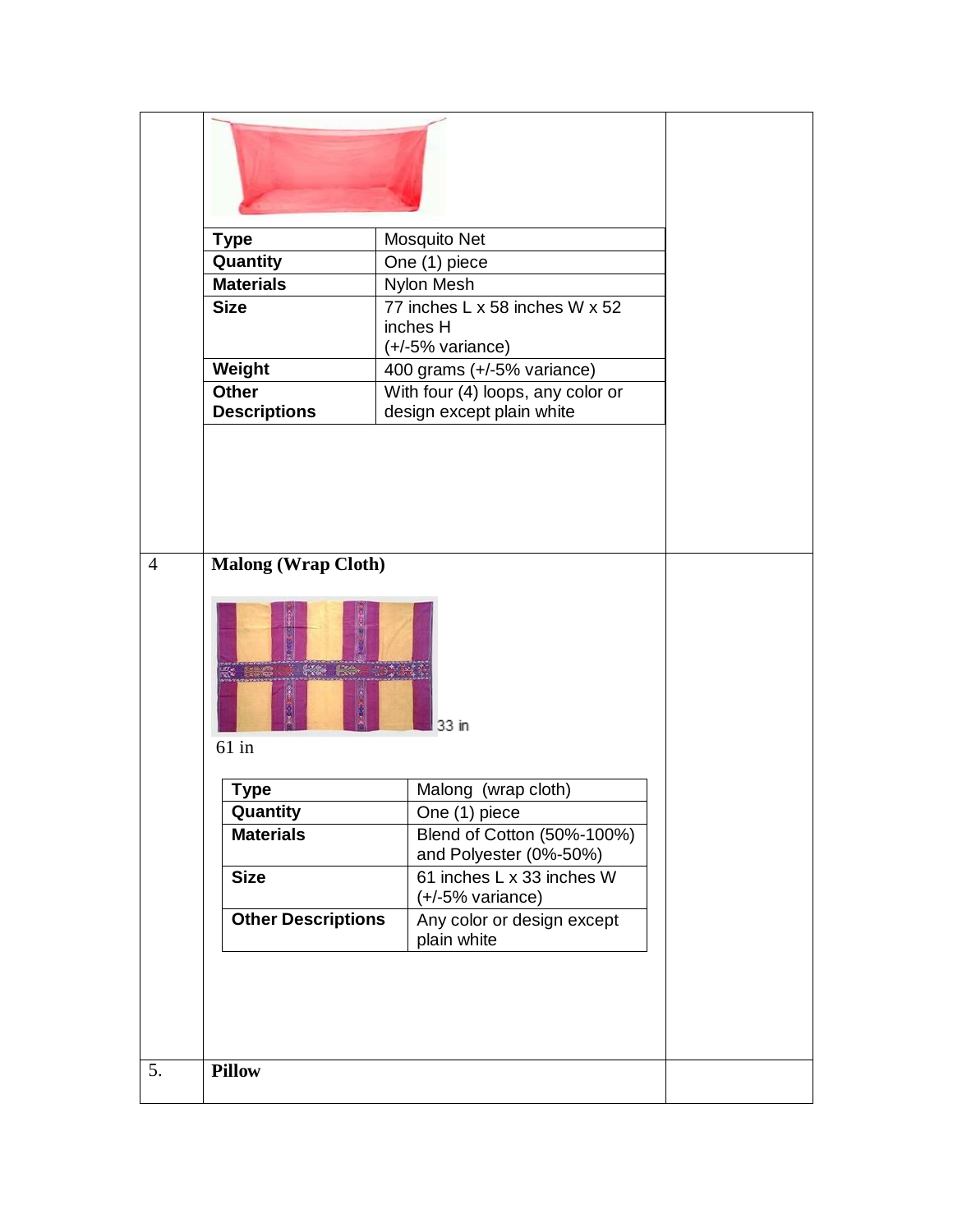| Type | Mosquito Net |
|---|---|
| Quantity | One (1) piece |
| Materials | Nylon Mesh |
| Size | 77 inches L x 58 inches W x 52 inches H (+/-5% variance) |
| Weight | 400 grams (+/-5% variance) |
| Other Descriptions | With four (4) loops, any color or design except plain white |

4 **Malong (Wrap Cloth)**

33 in

61 in

| Type | Malong (wrap cloth) |
|---|---|
| Quantity | One (1) piece |
| Materials | Blend of Cotton (50%-100%) and Polyester (0%-50%) |
| Size | 61 inches L x 33 inches W (+/-5% variance) |
| Other Descriptions | Any color or design except plain white |

5. **Pillow**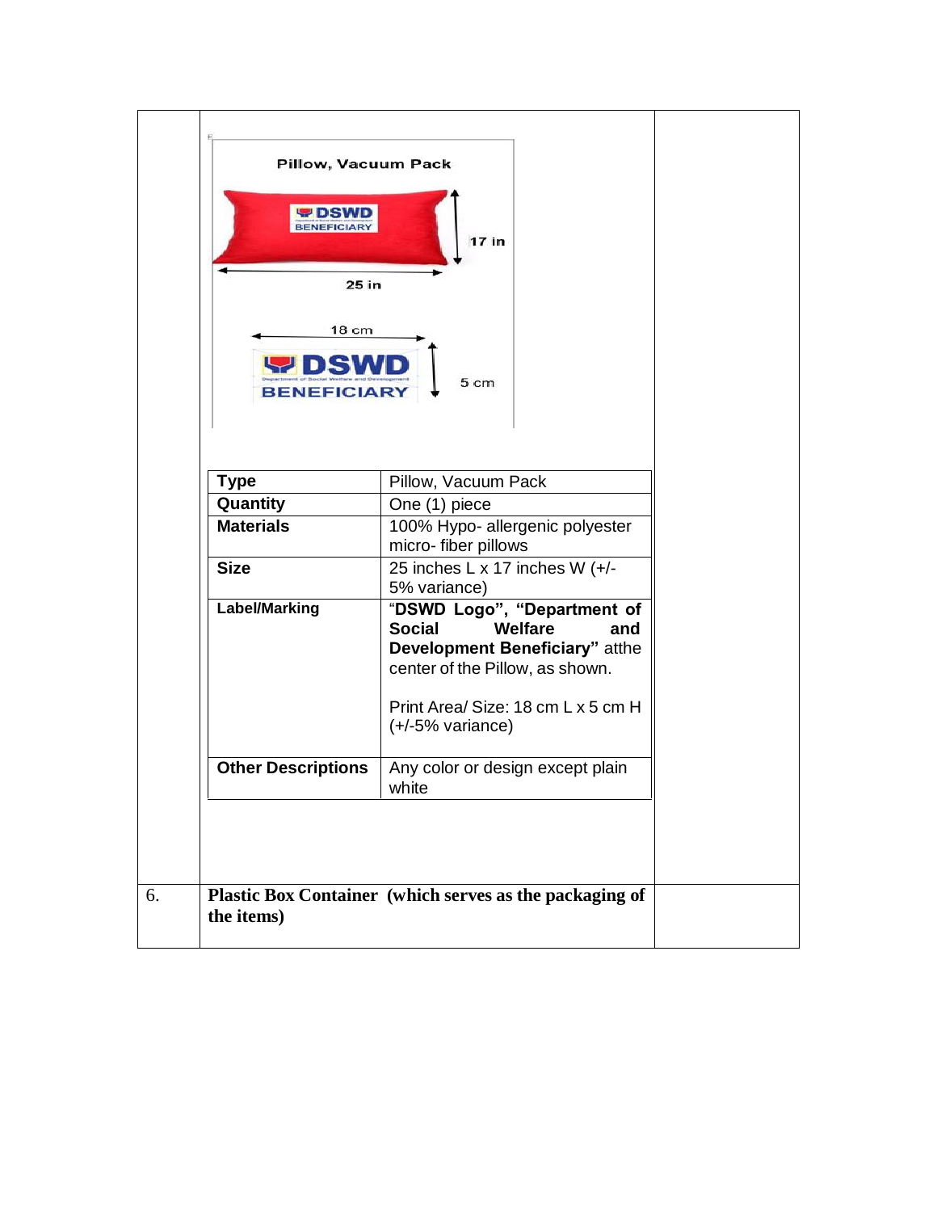Pillow, Vacuum Pack

17 in

25 in

18 cm

5 cm

| Type | Pillow, Vacuum Pack |
| --- | --- |
| Quantity | One (1) piece |
| Materials | 100% Hypo- allergenic polyester micro- fiber pillows |
| Size | 25 inches L x 17 inches W (+/- 5% variance) |
| Label/Marking | "**DSWD Logo", "Department of Social Welfare and Development Beneficiary"** atthe center of the Pillow, as shown.<br><br>Print Area/ Size: 18 cm L x 5 cm H (+/-5% variance) |
| Other Descriptions | Any color or design except plain white |

6. **Plastic Box Container (which serves as the packaging of the items)**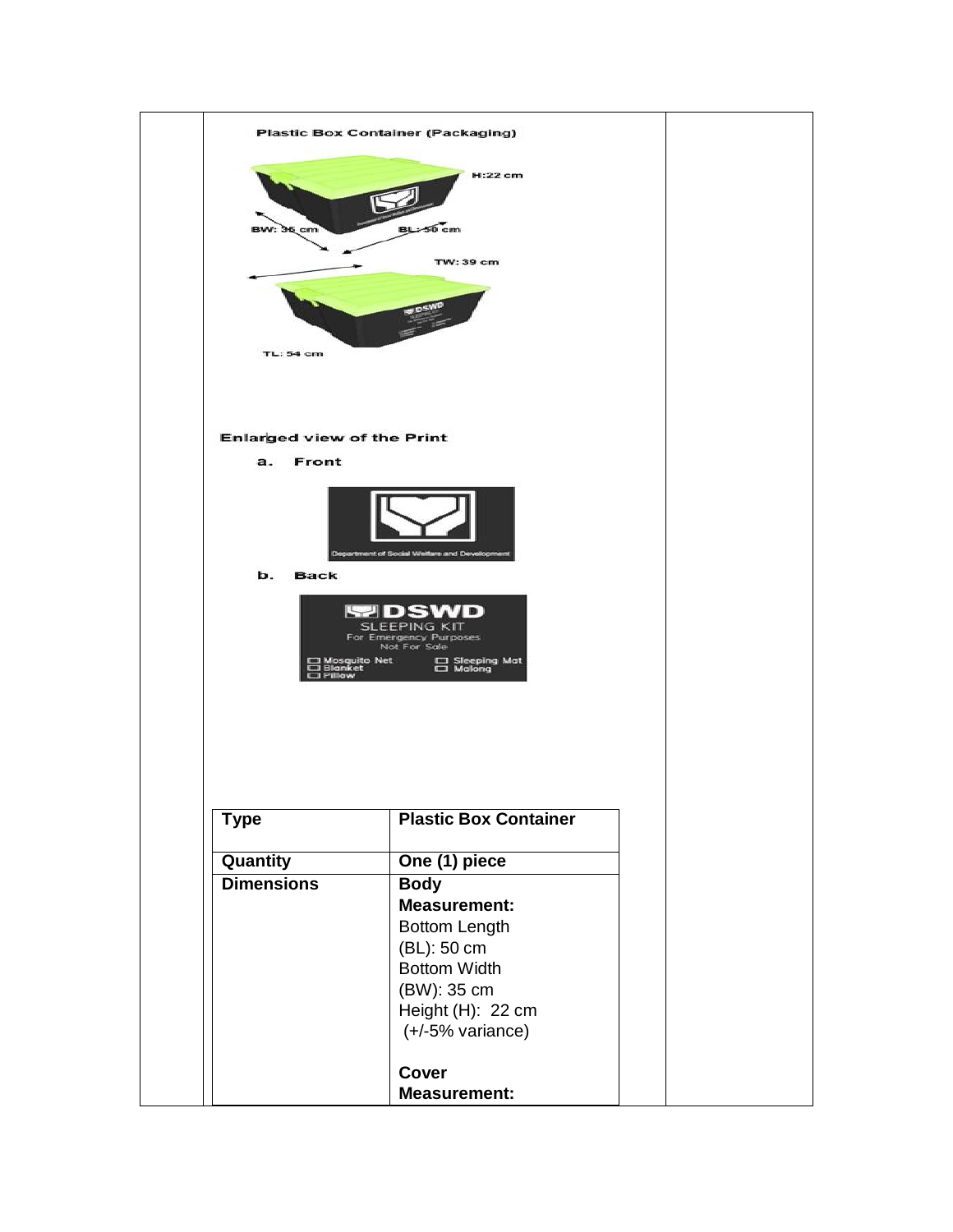Plastic Box Container (Packaging)

H:22 cm

BW: 35 cm

BL: 50 cm

TW: 39 cm

TL: 54 cm

Enlarged view of the Print

a. Front

Department of Social Welfare and Development

b. Back

DSWD
SLEEPING KIT
For Emergency Purposes
Not For Sale

- Mosquito Net
- Blanket
- Pillow
- Sleeping Mat
- Malong

| Type | Plastic Box Container |
| --- | --- |
| Quantity | One (1) piece |
| Dimensions | **Body Measurement:**<br>Bottom Length (BL): 50 cm<br>Bottom Width (BW): 35 cm<br>Height (H): 22 cm<br>(+/-5% variance)<br><br>**Cover Measurement:** |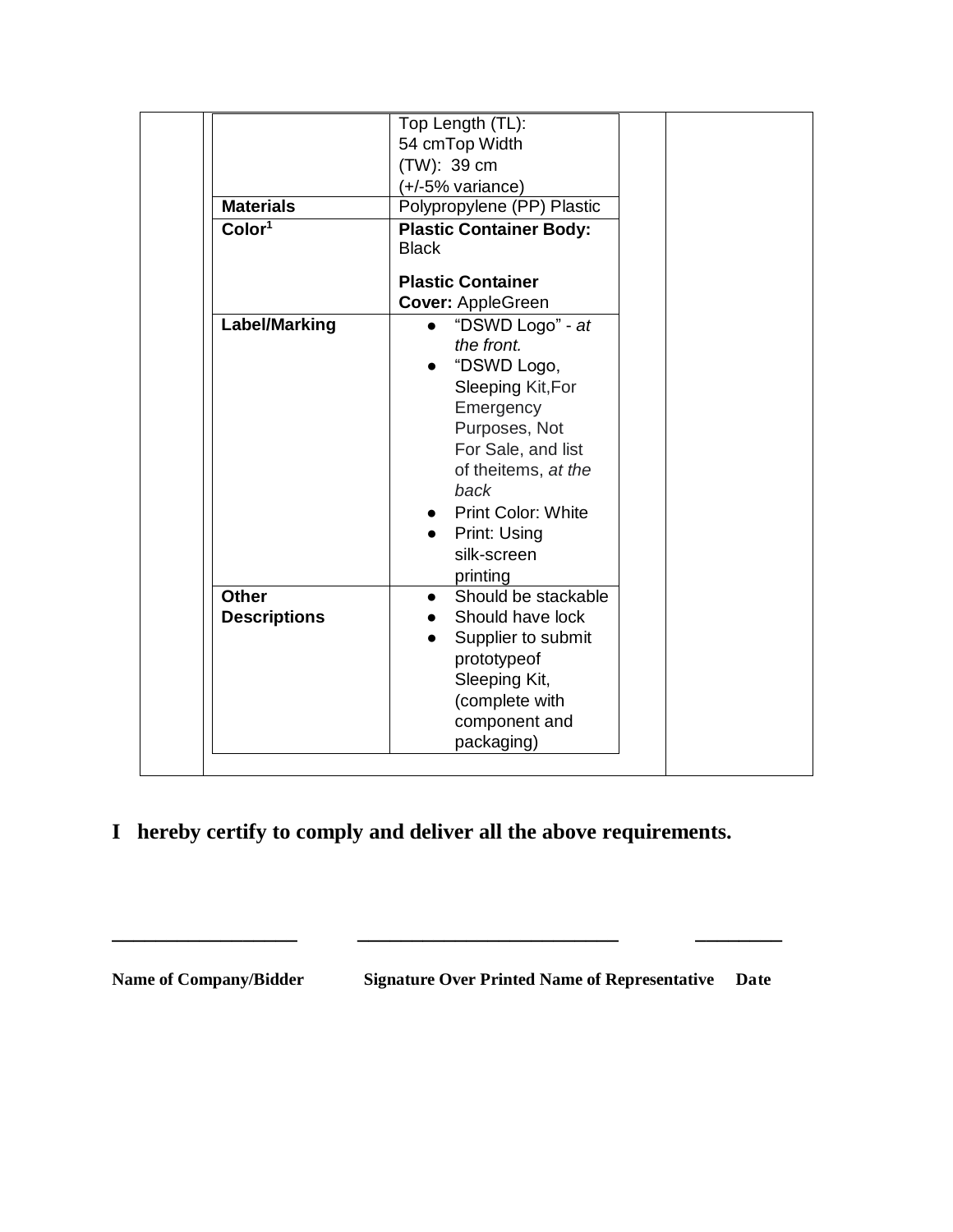| | | | | |
|---|---|---|---|---|
| | | Top Length (TL): 54 cmTop Width (TW): 39 cm (+/-5% variance) | | |
| | **Materials** | Polypropylene (PP) Plastic | | |
| | **Color**[1] | **Plastic Container Body:** Black<br><br>**Plastic Container Cover:** AppleGreen | | |
| | **Label/Marking** | • "DSWD Logo" - *at the front.*<br>• "DSWD Logo, Sleeping Kit,For Emergency Purposes, Not For Sale, and list of theitems, *at the back*<br>• Print Color: White<br>• Print: Using silk-screen printing | | |
| | **Other Descriptions** | • Should be stackable<br>• Should have lock<br>• Supplier to submit prototypeof Sleeping Kit, (complete with component and packaging) | | |

**I hereby certify to comply and deliver all the above requirements.**

____________________ ____________________________ _________

**Name of Company/Bidder** **Signature Over Printed Name of Representative** **Date**